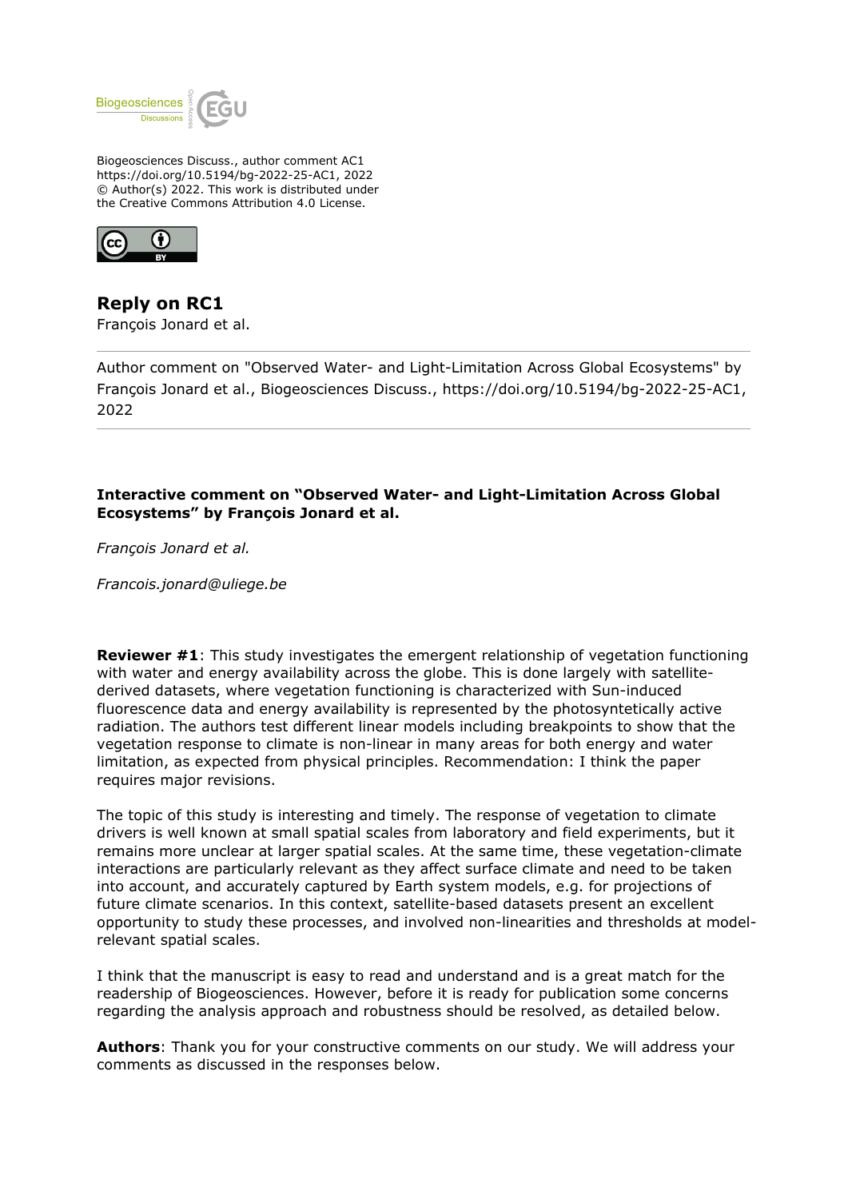Biogeosciences Discuss., author comment AC1
https://doi.org/10.5194/bg-2022-25-AC1, 2022
© Author(s) 2022. This work is distributed under
the Creative Commons Attribution 4.0 License.

## Reply on RC1

François Jonard et al.

---

Author comment on "Observed Water- and Light-Limitation Across Global Ecosystems" by François Jonard et al., Biogeosciences Discuss., https://doi.org/10.5194/bg-2022-25-AC1, 2022

---

**Interactive comment on "Observed Water- and Light-Limitation Across Global Ecosystems" by François Jonard et al.**

*François Jonard et al.*

*Francois.jonard@uliege.be*

**Reviewer #1**: This study investigates the emergent relationship of vegetation functioning with water and energy availability across the globe. This is done largely with satellite-derived datasets, where vegetation functioning is characterized with Sun-induced fluorescence data and energy availability is represented by the photosyntetically active radiation. The authors test different linear models including breakpoints to show that the vegetation response to climate is non-linear in many areas for both energy and water limitation, as expected from physical principles. Recommendation: I think the paper requires major revisions.

The topic of this study is interesting and timely. The response of vegetation to climate drivers is well known at small spatial scales from laboratory and field experiments, but it remains more unclear at larger spatial scales. At the same time, these vegetation-climate interactions are particularly relevant as they affect surface climate and need to be taken into account, and accurately captured by Earth system models, e.g. for projections of future climate scenarios. In this context, satellite-based datasets present an excellent opportunity to study these processes, and involved non-linearities and thresholds at model-relevant spatial scales.

I think that the manuscript is easy to read and understand and is a great match for the readership of Biogeosciences. However, before it is ready for publication some concerns regarding the analysis approach and robustness should be resolved, as detailed below.

**Authors**: Thank you for your constructive comments on our study. We will address your comments as discussed in the responses below.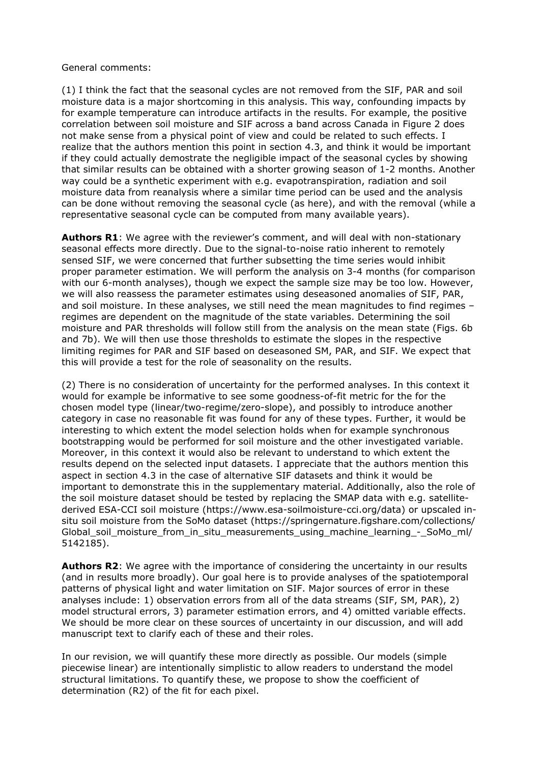General comments:

(1) I think the fact that the seasonal cycles are not removed from the SIF, PAR and soil moisture data is a major shortcoming in this analysis. This way, confounding impacts by for example temperature can introduce artifacts in the results. For example, the positive correlation between soil moisture and SIF across a band across Canada in Figure 2 does not make sense from a physical point of view and could be related to such effects. I realize that the authors mention this point in section 4.3, and think it would be important if they could actually demostrate the negligible impact of the seasonal cycles by showing that similar results can be obtained with a shorter growing season of 1-2 months. Another way could be a synthetic experiment with e.g. evapotranspiration, radiation and soil moisture data from reanalysis where a similar time period can be used and the analysis can be done without removing the seasonal cycle (as here), and with the removal (while a representative seasonal cycle can be computed from many available years).

**Authors R1**: We agree with the reviewer's comment, and will deal with non-stationary seasonal effects more directly. Due to the signal-to-noise ratio inherent to remotely sensed SIF, we were concerned that further subsetting the time series would inhibit proper parameter estimation. We will perform the analysis on 3-4 months (for comparison with our 6-month analyses), though we expect the sample size may be too low. However, we will also reassess the parameter estimates using deseasoned anomalies of SIF, PAR, and soil moisture. In these analyses, we still need the mean magnitudes to find regimes – regimes are dependent on the magnitude of the state variables. Determining the soil moisture and PAR thresholds will follow still from the analysis on the mean state (Figs. 6b and 7b). We will then use those thresholds to estimate the slopes in the respective limiting regimes for PAR and SIF based on deseasoned SM, PAR, and SIF. We expect that this will provide a test for the role of seasonality on the results.

(2) There is no consideration of uncertainty for the performed analyses. In this context it would for example be informative to see some goodness-of-fit metric for the for the chosen model type (linear/two-regime/zero-slope), and possibly to introduce another category in case no reasonable fit was found for any of these types. Further, it would be interesting to which extent the model selection holds when for example synchronous bootstrapping would be performed for soil moisture and the other investigated variable. Moreover, in this context it would also be relevant to understand to which extent the results depend on the selected input datasets. I appreciate that the authors mention this aspect in section 4.3 in the case of alternative SIF datasets and think it would be important to demonstrate this in the supplementary material. Additionally, also the role of the soil moisture dataset should be tested by replacing the SMAP data with e.g. satellite-derived ESA-CCI soil moisture (https://www.esa-soilmoisture-cci.org/data) or upscaled in-situ soil moisture from the SoMo dataset (https://springernature.figshare.com/collections/Global_soil_moisture_from_in_situ_measurements_using_machine_learning_-_SoMo_ml/5142185).

**Authors R2**: We agree with the importance of considering the uncertainty in our results (and in results more broadly). Our goal here is to provide analyses of the spatiotemporal patterns of physical light and water limitation on SIF. Major sources of error in these analyses include: 1) observation errors from all of the data streams (SIF, SM, PAR), 2) model structural errors, 3) parameter estimation errors, and 4) omitted variable effects. We should be more clear on these sources of uncertainty in our discussion, and will add manuscript text to clarify each of these and their roles.

In our revision, we will quantify these more directly as possible. Our models (simple piecewise linear) are intentionally simplistic to allow readers to understand the model structural limitations. To quantify these, we propose to show the coefficient of determination ($R^2$) of the fit for each pixel.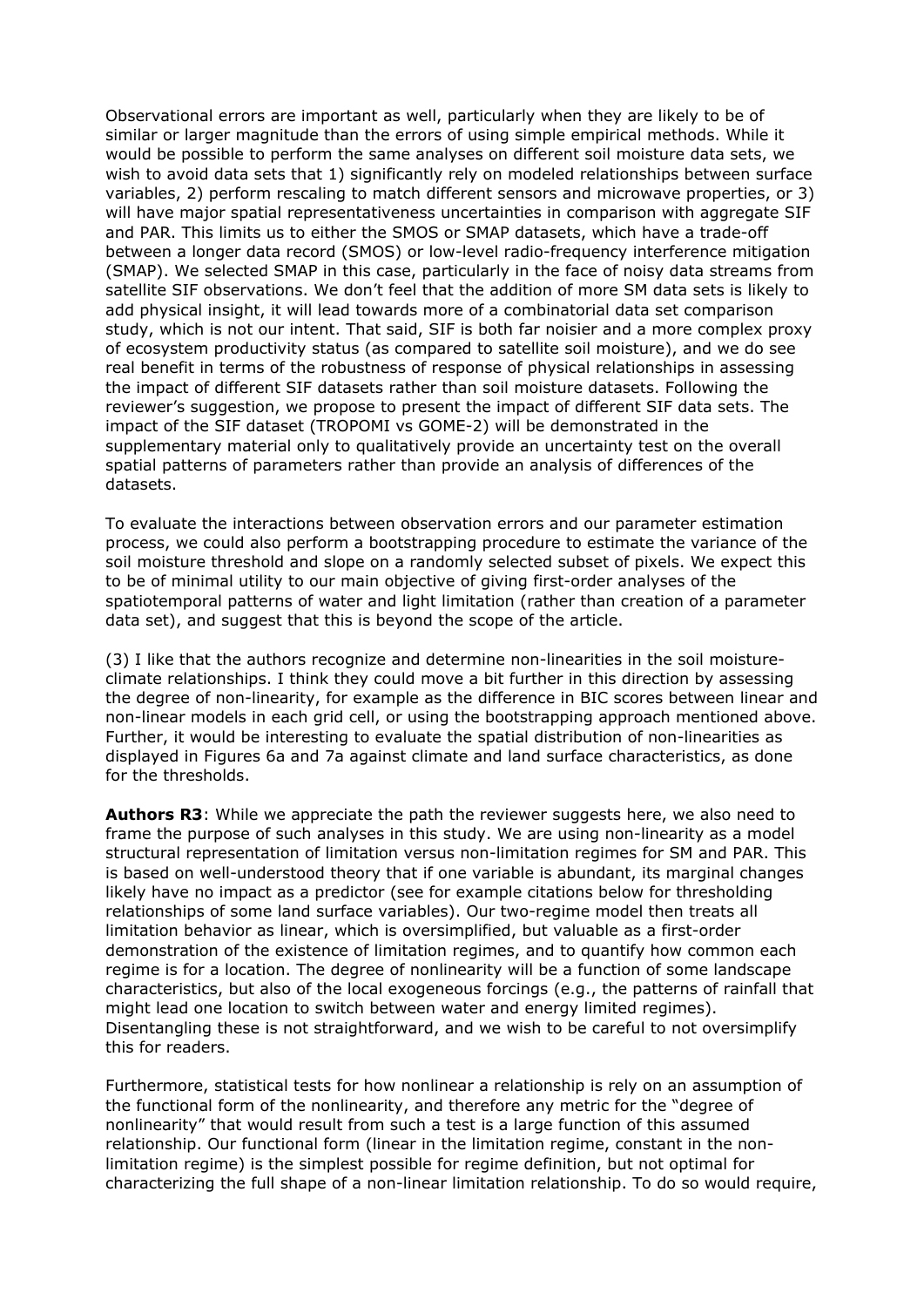Observational errors are important as well, particularly when they are likely to be of similar or larger magnitude than the errors of using simple empirical methods. While it would be possible to perform the same analyses on different soil moisture data sets, we wish to avoid data sets that 1) significantly rely on modeled relationships between surface variables, 2) perform rescaling to match different sensors and microwave properties, or 3) will have major spatial representativeness uncertainties in comparison with aggregate SIF and PAR. This limits us to either the SMOS or SMAP datasets, which have a trade-off between a longer data record (SMOS) or low-level radio-frequency interference mitigation (SMAP). We selected SMAP in this case, particularly in the face of noisy data streams from satellite SIF observations. We don't feel that the addition of more SM data sets is likely to add physical insight, it will lead towards more of a combinatorial data set comparison study, which is not our intent. That said, SIF is both far noisier and a more complex proxy of ecosystem productivity status (as compared to satellite soil moisture), and we do see real benefit in terms of the robustness of response of physical relationships in assessing the impact of different SIF datasets rather than soil moisture datasets. Following the reviewer's suggestion, we propose to present the impact of different SIF data sets. The impact of the SIF dataset (TROPOMI vs GOME-2) will be demonstrated in the supplementary material only to qualitatively provide an uncertainty test on the overall spatial patterns of parameters rather than provide an analysis of differences of the datasets.

To evaluate the interactions between observation errors and our parameter estimation process, we could also perform a bootstrapping procedure to estimate the variance of the soil moisture threshold and slope on a randomly selected subset of pixels. We expect this to be of minimal utility to our main objective of giving first-order analyses of the spatiotemporal patterns of water and light limitation (rather than creation of a parameter data set), and suggest that this is beyond the scope of the article.

(3) I like that the authors recognize and determine non-linearities in the soil moisture-climate relationships. I think they could move a bit further in this direction by assessing the degree of non-linearity, for example as the difference in BIC scores between linear and non-linear models in each grid cell, or using the bootstrapping approach mentioned above. Further, it would be interesting to evaluate the spatial distribution of non-linearities as displayed in Figures 6a and 7a against climate and land surface characteristics, as done for the thresholds.

**Authors R3**: While we appreciate the path the reviewer suggests here, we also need to frame the purpose of such analyses in this study. We are using non-linearity as a model structural representation of limitation versus non-limitation regimes for SM and PAR. This is based on well-understood theory that if one variable is abundant, its marginal changes likely have no impact as a predictor (see for example citations below for thresholding relationships of some land surface variables). Our two-regime model then treats all limitation behavior as linear, which is oversimplified, but valuable as a first-order demonstration of the existence of limitation regimes, and to quantify how common each regime is for a location. The degree of nonlinearity will be a function of some landscape characteristics, but also of the local exogeneous forcings (e.g., the patterns of rainfall that might lead one location to switch between water and energy limited regimes). Disentangling these is not straightforward, and we wish to be careful to not oversimplify this for readers.

Furthermore, statistical tests for how nonlinear a relationship is rely on an assumption of the functional form of the nonlinearity, and therefore any metric for the "degree of nonlinearity" that would result from such a test is a large function of this assumed relationship. Our functional form (linear in the limitation regime, constant in the non-limitation regime) is the simplest possible for regime definition, but not optimal for characterizing the full shape of a non-linear limitation relationship. To do so would require,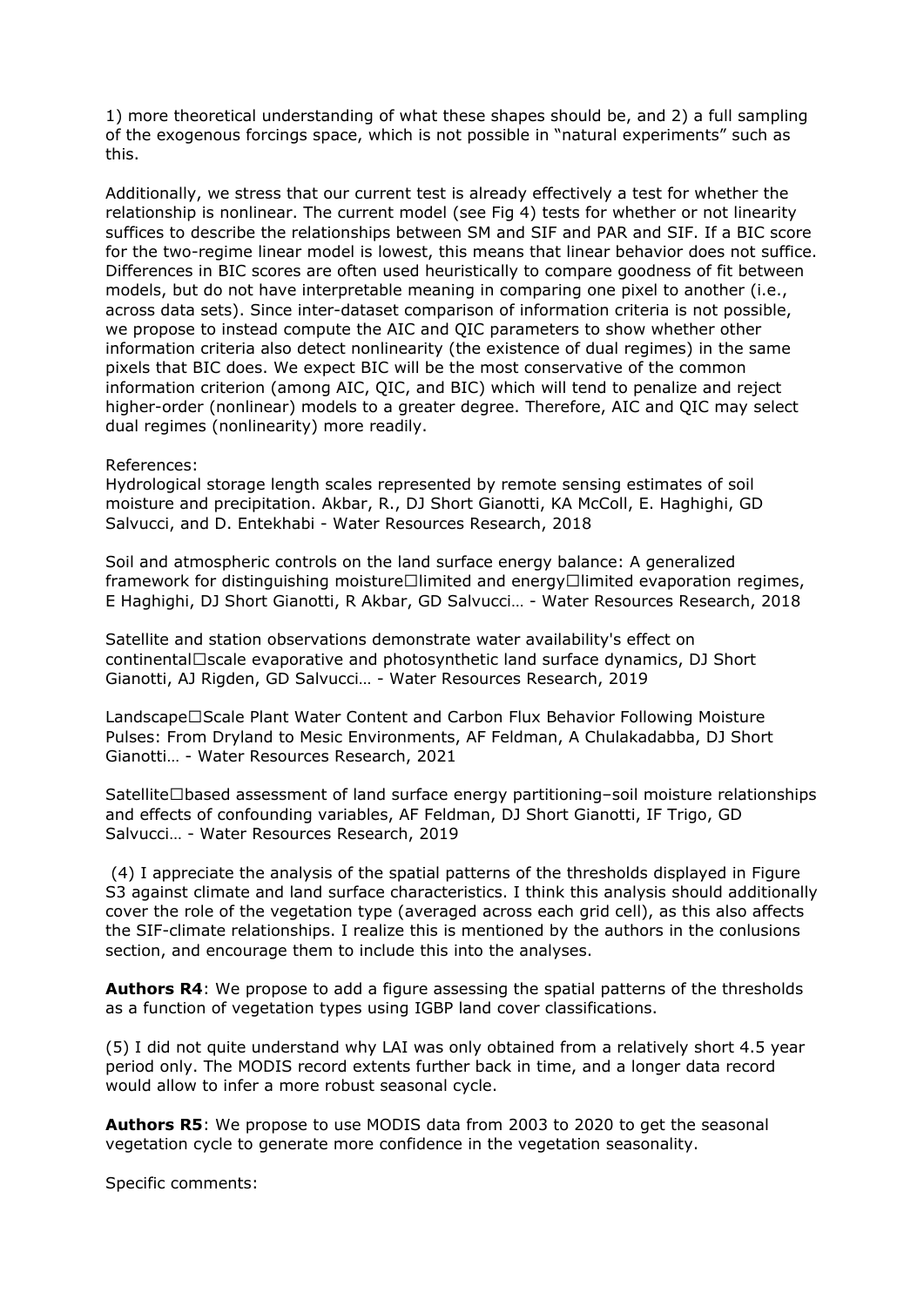1) more theoretical understanding of what these shapes should be, and 2) a full sampling of the exogenous forcings space, which is not possible in "natural experiments" such as this.

Additionally, we stress that our current test is already effectively a test for whether the relationship is nonlinear. The current model (see Fig 4) tests for whether or not linearity suffices to describe the relationships between SM and SIF and PAR and SIF. If a BIC score for the two-regime linear model is lowest, this means that linear behavior does not suffice. Differences in BIC scores are often used heuristically to compare goodness of fit between models, but do not have interpretable meaning in comparing one pixel to another (i.e., across data sets). Since inter-dataset comparison of information criteria is not possible, we propose to instead compute the AIC and QIC parameters to show whether other information criteria also detect nonlinearity (the existence of dual regimes) in the same pixels that BIC does. We expect BIC will be the most conservative of the common information criterion (among AIC, QIC, and BIC) which will tend to penalize and reject higher-order (nonlinear) models to a greater degree. Therefore, AIC and QIC may select dual regimes (nonlinearity) more readily.

References:
Hydrological storage length scales represented by remote sensing estimates of soil moisture and precipitation. Akbar, R., DJ Short Gianotti, KA McColl, E. Haghighi, GD Salvucci, and D. Entekhabi - Water Resources Research, 2018

Soil and atmospheric controls on the land surface energy balance: A generalized framework for distinguishing moisture□limited and energy□limited evaporation regimes, E Haghighi, DJ Short Gianotti, R Akbar, GD Salvucci… - Water Resources Research, 2018

Satellite and station observations demonstrate water availability's effect on continental□scale evaporative and photosynthetic land surface dynamics, DJ Short Gianotti, AJ Rigden, GD Salvucci… - Water Resources Research, 2019

Landscape□Scale Plant Water Content and Carbon Flux Behavior Following Moisture Pulses: From Dryland to Mesic Environments, AF Feldman, A Chulakadabba, DJ Short Gianotti… - Water Resources Research, 2021

Satellite□based assessment of land surface energy partitioning–soil moisture relationships and effects of confounding variables, AF Feldman, DJ Short Gianotti, IF Trigo, GD Salvucci… - Water Resources Research, 2019

(4) I appreciate the analysis of the spatial patterns of the thresholds displayed in Figure S3 against climate and land surface characteristics. I think this analysis should additionally cover the role of the vegetation type (averaged across each grid cell), as this also affects the SIF-climate relationships. I realize this is mentioned by the authors in the conlusions section, and encourage them to include this into the analyses.

**Authors R4**: We propose to add a figure assessing the spatial patterns of the thresholds as a function of vegetation types using IGBP land cover classifications.

(5) I did not quite understand why LAI was only obtained from a relatively short 4.5 year period only. The MODIS record extents further back in time, and a longer data record would allow to infer a more robust seasonal cycle.

**Authors R5**: We propose to use MODIS data from 2003 to 2020 to get the seasonal vegetation cycle to generate more confidence in the vegetation seasonality.

Specific comments: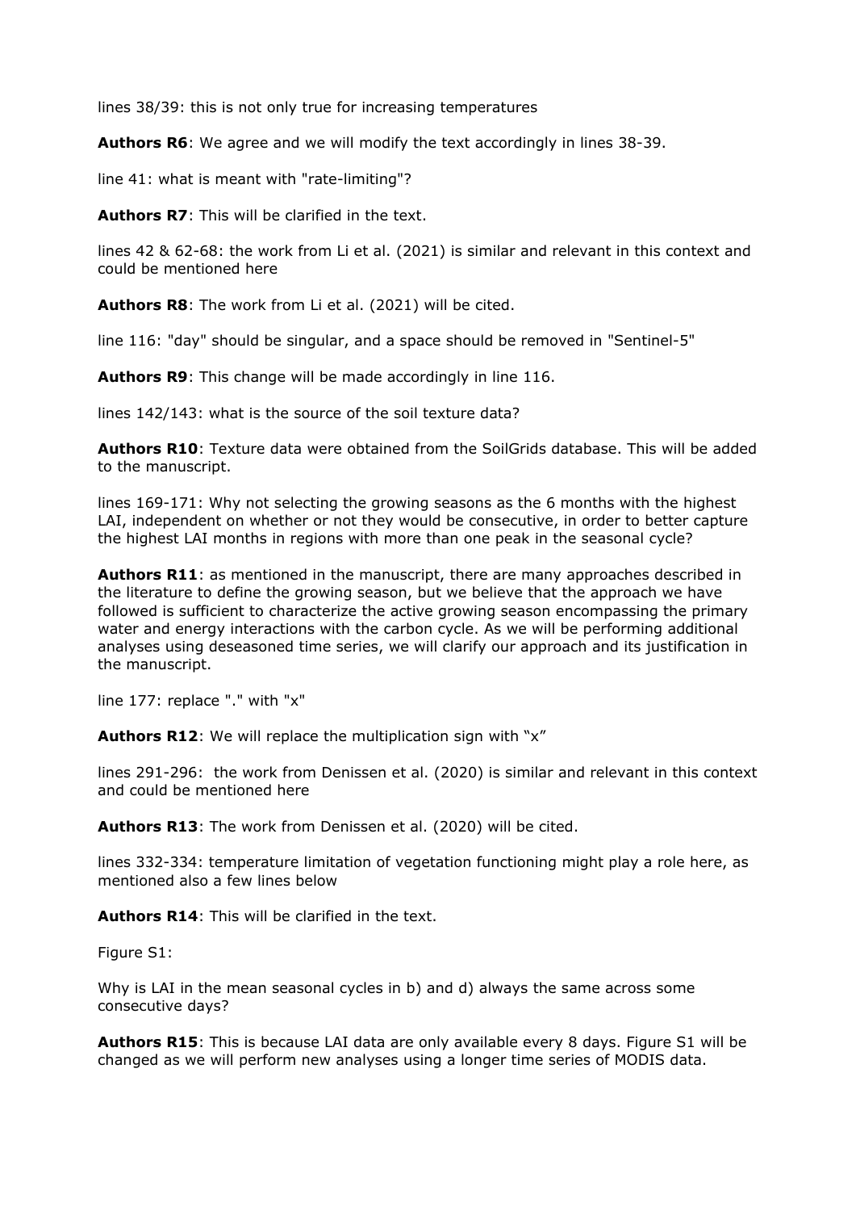lines 38/39: this is not only true for increasing temperatures

**Authors R6**: We agree and we will modify the text accordingly in lines 38-39.

line 41: what is meant with "rate-limiting"?

**Authors R7**: This will be clarified in the text.

lines 42 & 62-68: the work from Li et al. (2021) is similar and relevant in this context and could be mentioned here

**Authors R8**: The work from Li et al. (2021) will be cited.

line 116: "day" should be singular, and a space should be removed in "Sentinel-5"

**Authors R9**: This change will be made accordingly in line 116.

lines 142/143: what is the source of the soil texture data?

**Authors R10**: Texture data were obtained from the SoilGrids database. This will be added to the manuscript.

lines 169-171: Why not selecting the growing seasons as the 6 months with the highest LAI, independent on whether or not they would be consecutive, in order to better capture the highest LAI months in regions with more than one peak in the seasonal cycle?

**Authors R11**: as mentioned in the manuscript, there are many approaches described in the literature to define the growing season, but we believe that the approach we have followed is sufficient to characterize the active growing season encompassing the primary water and energy interactions with the carbon cycle. As we will be performing additional analyses using deseasoned time series, we will clarify our approach and its justification in the manuscript.

line 177: replace "." with "x"

**Authors R12**: We will replace the multiplication sign with "x"

lines 291-296: the work from Denissen et al. (2020) is similar and relevant in this context and could be mentioned here

**Authors R13**: The work from Denissen et al. (2020) will be cited.

lines 332-334: temperature limitation of vegetation functioning might play a role here, as mentioned also a few lines below

**Authors R14**: This will be clarified in the text.

Figure S1:

Why is LAI in the mean seasonal cycles in b) and d) always the same across some consecutive days?

**Authors R15**: This is because LAI data are only available every 8 days. Figure S1 will be changed as we will perform new analyses using a longer time series of MODIS data.